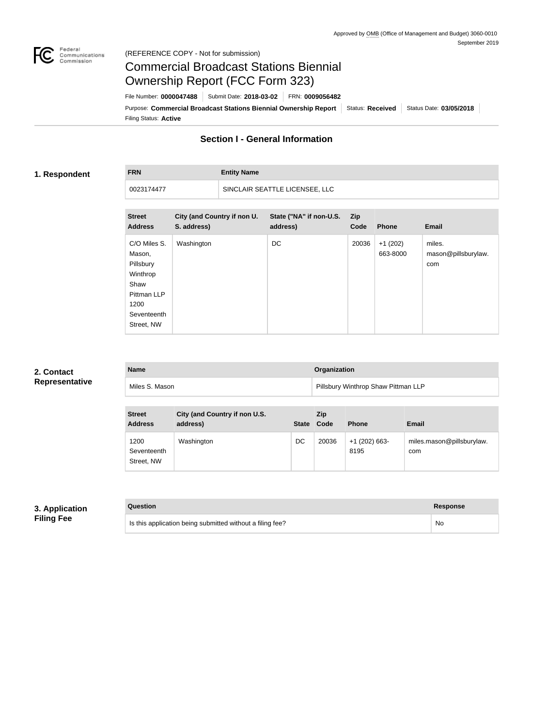Approved by OMB (Office of Management and Budget) 3060-0010
September 2019

(REFERENCE COPY - Not for submission)

# Commercial Broadcast Stations Biennial Ownership Report (FCC Form 323)

File Number: **0000047488** | Submit Date: **2018-03-02** | FRN: **0009056482**

Purpose: **Commercial Broadcast Stations Biennial Ownership Report** | Status: **Received** | Status Date: **03/05/2018**

Filing Status: **Active**

## Section I - General Information

### 1. Respondent

| FRN | Entity Name |
| --- | --- |
| 0023174477 | SINCLAIR SEATTLE LICENSEE, LLC |

| Street Address | City (and Country if non U. S. address) | State ("NA" if non-U.S. address) | Zip Code | Phone | Email |
| --- | --- | --- | --- | --- | --- |
| C/O Miles S. Mason, Pillsbury Winthrop Shaw Pittman LLP 1200 Seventeenth Street, NW | Washington | DC | 20036 | +1 (202) 663-8000 | miles.mason@pillsburylaw.com |

### 2. Contact Representative

| Name | Organization |
| --- | --- |
| Miles S. Mason | Pillsbury Winthrop Shaw Pittman LLP |

| Street Address | City (and Country if non U.S. address) | State | Zip Code | Phone | Email |
| --- | --- | --- | --- | --- | --- |
| 1200 Seventeenth Street, NW | Washington | DC | 20036 | +1 (202) 663-8195 | miles.mason@pillsburylaw.com |

### 3. Application Filing Fee

| Question | Response |
| --- | --- |
| Is this application being submitted without a filing fee? | No |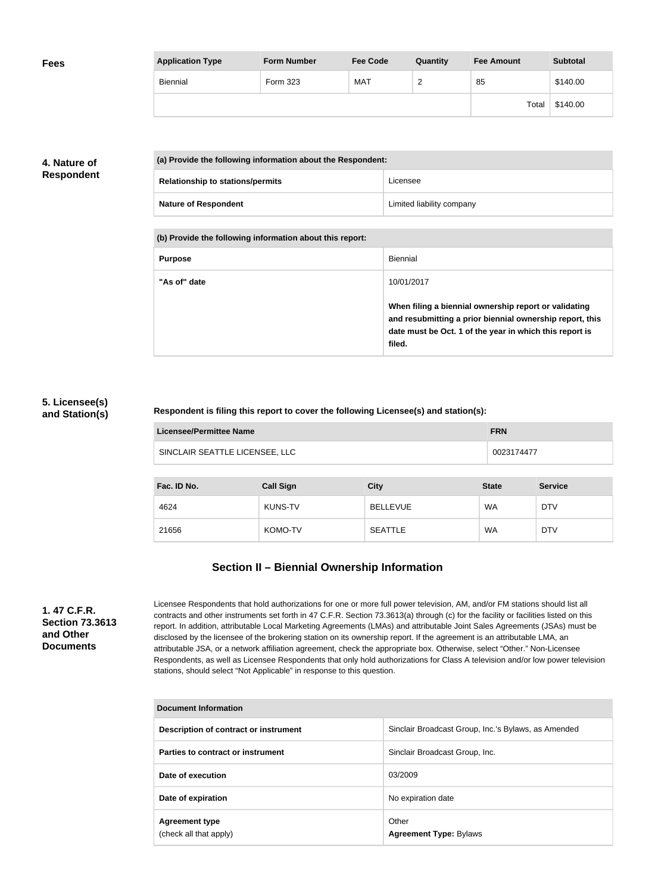**Fees**

| Application Type | Form Number | Fee Code | Quantity | Fee Amount | Subtotal |
|---|---|---|---|---|---|
| Biennial | Form 323 | MAT | 2 | 85 | $140.00 |
| | | | | Total | $140.00 |

## 4. Nature of Respondent

| (a) Provide the following information about the Respondent: | |
|---|---|
| Relationship to stations/permits | Licensee |
| Nature of Respondent | Limited liability company |

| (b) Provide the following information about this report: | |
|---|---|
| Purpose | Biennial |
| "As of" date | 10/01/2017<br><br>**When filing a biennial ownership report or validating and resubmitting a prior biennial ownership report, this date must be Oct. 1 of the year in which this report is filed.** |

## 5. Licensee(s) and Station(s)

**Respondent is filing this report to cover the following Licensee(s) and station(s):**

| Licensee/Permittee Name | FRN |
|---|---|
| SINCLAIR SEATTLE LICENSEE, LLC | 0023174477 |

| Fac. ID No. | Call Sign | City | State | Service |
|---|---|---|---|---|
| 4624 | KUNS-TV | BELLEVUE | WA | DTV |
| 21656 | KOMO-TV | SEATTLE | WA | DTV |

# Section II – Biennial Ownership Information

## 1. 47 C.F.R. Section 73.3613 and Other Documents

Licensee Respondents that hold authorizations for one or more full power television, AM, and/or FM stations should list all contracts and other instruments set forth in 47 C.F.R. Section 73.3613(a) through (c) for the facility or facilities listed on this report. In addition, attributable Local Marketing Agreements (LMAs) and attributable Joint Sales Agreements (JSAs) must be disclosed by the licensee of the brokering station on its ownership report. If the agreement is an attributable LMA, an attributable JSA, or a network affiliation agreement, check the appropriate box. Otherwise, select "Other." Non-Licensee Respondents, as well as Licensee Respondents that only hold authorizations for Class A television and/or low power television stations, should select "Not Applicable" in response to this question.

| Document Information | |
|---|---|
| Description of contract or instrument | Sinclair Broadcast Group, Inc.'s Bylaws, as Amended |
| Parties to contract or instrument | Sinclair Broadcast Group, Inc. |
| Date of execution | 03/2009 |
| Date of expiration | No expiration date |
| Agreement type<br>(check all that apply) | Other<br>**Agreement Type:** Bylaws |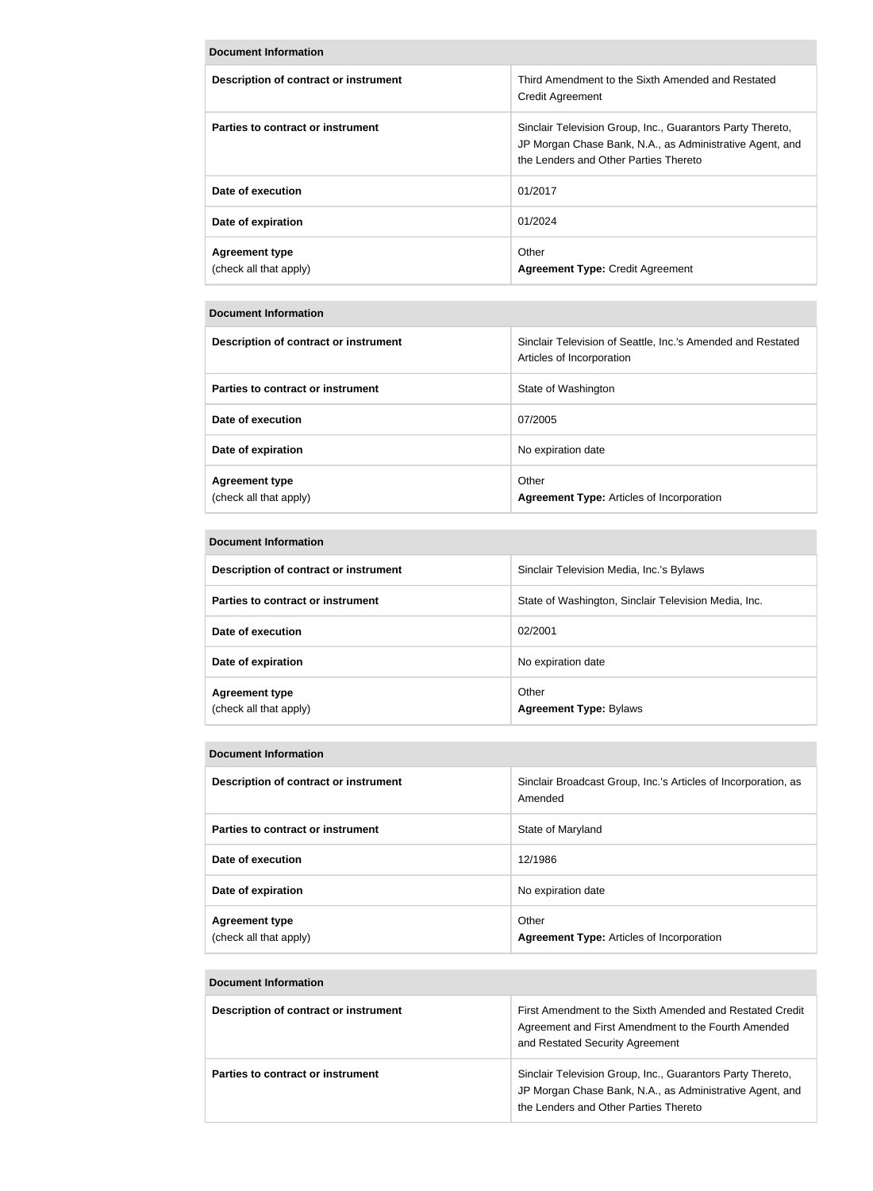| Document Information | |
|---|---|
| **Description of contract or instrument** | Third Amendment to the Sixth Amended and Restated Credit Agreement |
| **Parties to contract or instrument** | Sinclair Television Group, Inc., Guarantors Party Thereto, JP Morgan Chase Bank, N.A., as Administrative Agent, and the Lenders and Other Parties Thereto |
| **Date of execution** | 01/2017 |
| **Date of expiration** | 01/2024 |
| **Agreement type** (check all that apply) | Other **Agreement Type:** Credit Agreement |

| Document Information | |
|---|---|
| **Description of contract or instrument** | Sinclair Television of Seattle, Inc.'s Amended and Restated Articles of Incorporation |
| **Parties to contract or instrument** | State of Washington |
| **Date of execution** | 07/2005 |
| **Date of expiration** | No expiration date |
| **Agreement type** (check all that apply) | Other **Agreement Type:** Articles of Incorporation |

| Document Information | |
|---|---|
| **Description of contract or instrument** | Sinclair Television Media, Inc.'s Bylaws |
| **Parties to contract or instrument** | State of Washington, Sinclair Television Media, Inc. |
| **Date of execution** | 02/2001 |
| **Date of expiration** | No expiration date |
| **Agreement type** (check all that apply) | Other **Agreement Type:** Bylaws |

| Document Information | |
|---|---|
| **Description of contract or instrument** | Sinclair Broadcast Group, Inc.'s Articles of Incorporation, as Amended |
| **Parties to contract or instrument** | State of Maryland |
| **Date of execution** | 12/1986 |
| **Date of expiration** | No expiration date |
| **Agreement type** (check all that apply) | Other **Agreement Type:** Articles of Incorporation |

| Document Information | |
|---|---|
| **Description of contract or instrument** | First Amendment to the Sixth Amended and Restated Credit Agreement and First Amendment to the Fourth Amended and Restated Security Agreement |
| **Parties to contract or instrument** | Sinclair Television Group, Inc., Guarantors Party Thereto, JP Morgan Chase Bank, N.A., as Administrative Agent, and the Lenders and Other Parties Thereto |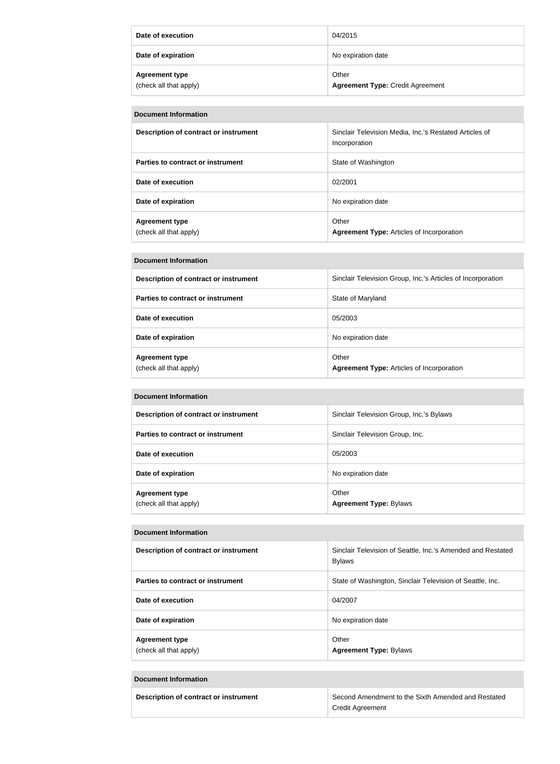| | |
|---|---|
| **Date of execution** | 04/2015 |
| **Date of expiration** | No expiration date |
| **Agreement type** (check all that apply) | Other **Agreement Type:** Credit Agreement |

| **Document Information** | |
|---|---|
| **Description of contract or instrument** | Sinclair Television Media, Inc.'s Restated Articles of Incorporation |
| **Parties to contract or instrument** | State of Washington |
| **Date of execution** | 02/2001 |
| **Date of expiration** | No expiration date |
| **Agreement type** (check all that apply) | Other **Agreement Type:** Articles of Incorporation |

| **Document Information** | |
|---|---|
| **Description of contract or instrument** | Sinclair Television Group, Inc.'s Articles of Incorporation |
| **Parties to contract or instrument** | State of Maryland |
| **Date of execution** | 05/2003 |
| **Date of expiration** | No expiration date |
| **Agreement type** (check all that apply) | Other **Agreement Type:** Articles of Incorporation |

| **Document Information** | |
|---|---|
| **Description of contract or instrument** | Sinclair Television Group, Inc.'s Bylaws |
| **Parties to contract or instrument** | Sinclair Television Group, Inc. |
| **Date of execution** | 05/2003 |
| **Date of expiration** | No expiration date |
| **Agreement type** (check all that apply) | Other **Agreement Type:** Bylaws |

| **Document Information** | |
|---|---|
| **Description of contract or instrument** | Sinclair Television of Seattle, Inc.'s Amended and Restated Bylaws |
| **Parties to contract or instrument** | State of Washington, Sinclair Television of Seattle, Inc. |
| **Date of execution** | 04/2007 |
| **Date of expiration** | No expiration date |
| **Agreement type** (check all that apply) | Other **Agreement Type:** Bylaws |

| **Document Information** | |
|---|---|
| **Description of contract or instrument** | Second Amendment to the Sixth Amended and Restated Credit Agreement |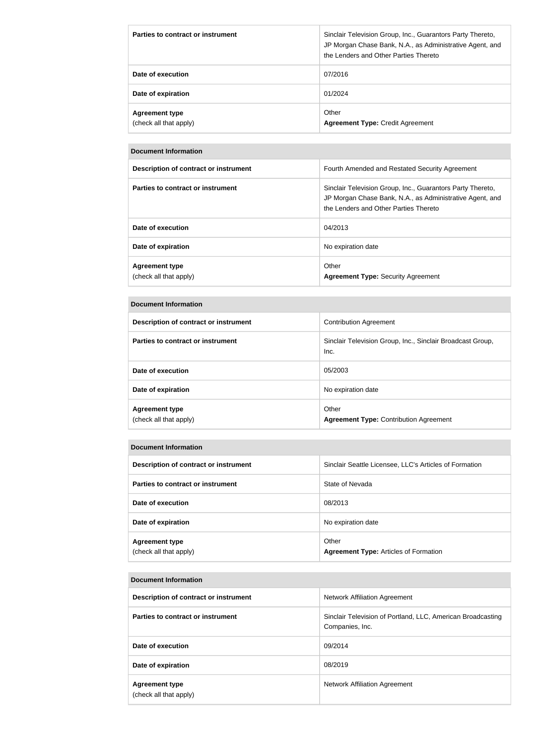| | |
|---|---|
| **Parties to contract or instrument** | Sinclair Television Group, Inc., Guarantors Party Thereto, JP Morgan Chase Bank, N.A., as Administrative Agent, and the Lenders and Other Parties Thereto |
| **Date of execution** | 07/2016 |
| **Date of expiration** | 01/2024 |
| **Agreement type** (check all that apply) | Other **Agreement Type:** Credit Agreement |

| **Document Information** | |
|---|---|
| **Description of contract or instrument** | Fourth Amended and Restated Security Agreement |
| **Parties to contract or instrument** | Sinclair Television Group, Inc., Guarantors Party Thereto, JP Morgan Chase Bank, N.A., as Administrative Agent, and the Lenders and Other Parties Thereto |
| **Date of execution** | 04/2013 |
| **Date of expiration** | No expiration date |
| **Agreement type** (check all that apply) | Other **Agreement Type:** Security Agreement |

| **Document Information** | |
|---|---|
| **Description of contract or instrument** | Contribution Agreement |
| **Parties to contract or instrument** | Sinclair Television Group, Inc., Sinclair Broadcast Group, Inc. |
| **Date of execution** | 05/2003 |
| **Date of expiration** | No expiration date |
| **Agreement type** (check all that apply) | Other **Agreement Type:** Contribution Agreement |

| **Document Information** | |
|---|---|
| **Description of contract or instrument** | Sinclair Seattle Licensee, LLC's Articles of Formation |
| **Parties to contract or instrument** | State of Nevada |
| **Date of execution** | 08/2013 |
| **Date of expiration** | No expiration date |
| **Agreement type** (check all that apply) | Other **Agreement Type:** Articles of Formation |

| **Document Information** | |
|---|---|
| **Description of contract or instrument** | Network Affiliation Agreement |
| **Parties to contract or instrument** | Sinclair Television of Portland, LLC, American Broadcasting Companies, Inc. |
| **Date of execution** | 09/2014 |
| **Date of expiration** | 08/2019 |
| **Agreement type** (check all that apply) | Network Affiliation Agreement |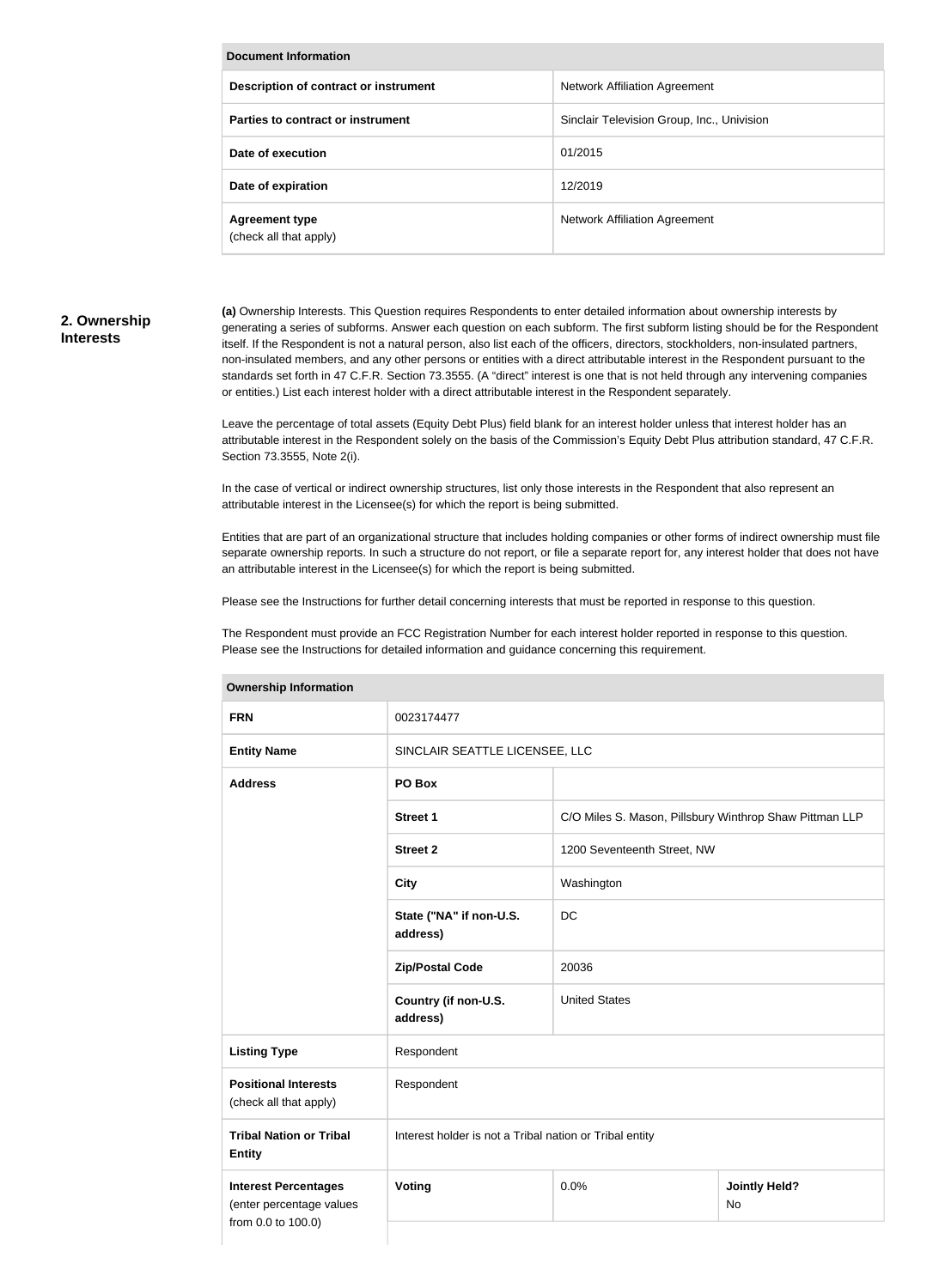| Document Information | |
|---|---|
| **Description of contract or instrument** | Network Affiliation Agreement |
| **Parties to contract or instrument** | Sinclair Television Group, Inc., Univision |
| **Date of execution** | 01/2015 |
| **Date of expiration** | 12/2019 |
| **Agreement type** (check all that apply) | Network Affiliation Agreement |

## 2. Ownership Interests

**(a)** Ownership Interests. This Question requires Respondents to enter detailed information about ownership interests by generating a series of subforms. Answer each question on each subform. The first subform listing should be for the Respondent itself. If the Respondent is not a natural person, also list each of the officers, directors, stockholders, non-insulated partners, non-insulated members, and any other persons or entities with a direct attributable interest in the Respondent pursuant to the standards set forth in 47 C.F.R. Section 73.3555. (A "direct" interest is one that is not held through any intervening companies or entities.) List each interest holder with a direct attributable interest in the Respondent separately.

Leave the percentage of total assets (Equity Debt Plus) field blank for an interest holder unless that interest holder has an attributable interest in the Respondent solely on the basis of the Commission's Equity Debt Plus attribution standard, 47 C.F.R. Section 73.3555, Note 2(i).

In the case of vertical or indirect ownership structures, list only those interests in the Respondent that also represent an attributable interest in the Licensee(s) for which the report is being submitted.

Entities that are part of an organizational structure that includes holding companies or other forms of indirect ownership must file separate ownership reports. In such a structure do not report, or file a separate report for, any interest holder that does not have an attributable interest in the Licensee(s) for which the report is being submitted.

Please see the Instructions for further detail concerning interests that must be reported in response to this question.

The Respondent must provide an FCC Registration Number for each interest holder reported in response to this question. Please see the Instructions for detailed information and guidance concerning this requirement.

| Ownership Information | | | |
|---|---|---|---|
| **FRN** | 0023174477 | | |
| **Entity Name** | SINCLAIR SEATTLE LICENSEE, LLC | | |
| **Address** | **PO Box** | | |
| | **Street 1** | C/O Miles S. Mason, Pillsbury Winthrop Shaw Pittman LLP | |
| | **Street 2** | 1200 Seventeenth Street, NW | |
| | **City** | Washington | |
| | **State ("NA" if non-U.S. address)** | DC | |
| | **Zip/Postal Code** | 20036 | |
| | **Country (if non-U.S. address)** | United States | |
| **Listing Type** | Respondent | | |
| **Positional Interests** (check all that apply) | Respondent | | |
| **Tribal Nation or Tribal Entity** | Interest holder is not a Tribal nation or Tribal entity | | |
| **Interest Percentages** (enter percentage values from 0.0 to 100.0) | **Voting** | 0.0% | **Jointly Held?** No |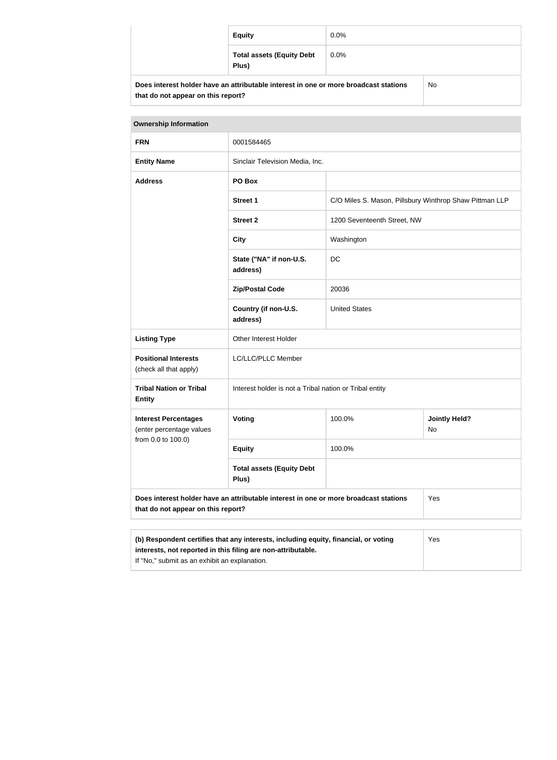| | | | |
|---|---|---|---|
| | **Equity** | 0.0% | |
| | **Total assets (Equity Debt Plus)** | 0.0% | |
| **Does interest holder have an attributable interest in one or more broadcast stations that do not appear on this report?** | | | No |

| **Ownership Information** | | | |
|---|---|---|---|
| **FRN** | 0001584465 | | |
| **Entity Name** | Sinclair Television Media, Inc. | | |
| **Address** | **PO Box** | | |
| | **Street 1** | C/O Miles S. Mason, Pillsbury Winthrop Shaw Pittman LLP | |
| | **Street 2** | 1200 Seventeenth Street, NW | |
| | **City** | Washington | |
| | **State ("NA" if non-U.S. address)** | DC | |
| | **Zip/Postal Code** | 20036 | |
| | **Country (if non-U.S. address)** | United States | |
| **Listing Type** | Other Interest Holder | | |
| **Positional Interests** (check all that apply) | LC/LLC/PLLC Member | | |
| **Tribal Nation or Tribal Entity** | Interest holder is not a Tribal nation or Tribal entity | | |
| **Interest Percentages** (enter percentage values from 0.0 to 100.0) | **Voting** | 100.0% | **Jointly Held?** No |
| | **Equity** | 100.0% | |
| | **Total assets (Equity Debt Plus)** | | |
| **Does interest holder have an attributable interest in one or more broadcast stations that do not appear on this report?** | | | Yes |

| | |
|---|---|
| **(b) Respondent certifies that any interests, including equity, financial, or voting interests, not reported in this filing are non-attributable.** If "No," submit as an exhibit an explanation. | Yes |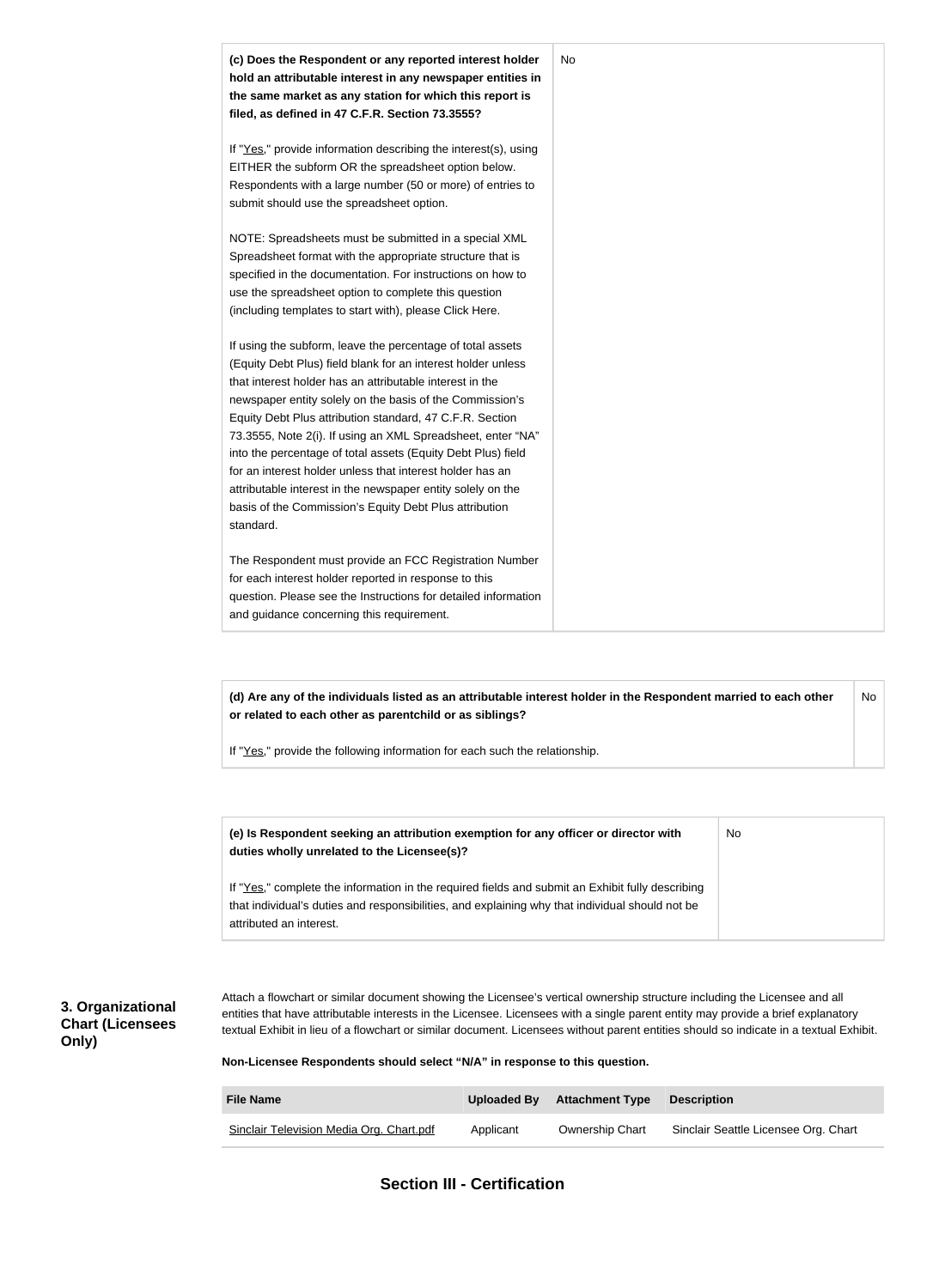| | |
|---|---|
| **(c) Does the Respondent or any reported interest holder hold an attributable interest in any newspaper entities in the same market as any station for which this report is filed, as defined in 47 C.F.R. Section 73.3555?**<br><br>If "Yes," provide information describing the interest(s), using EITHER the subform OR the spreadsheet option below. Respondents with a large number (50 or more) of entries to submit should use the spreadsheet option.<br><br>NOTE: Spreadsheets must be submitted in a special XML Spreadsheet format with the appropriate structure that is specified in the documentation. For instructions on how to use the spreadsheet option to complete this question (including templates to start with), please Click Here.<br><br>If using the subform, leave the percentage of total assets (Equity Debt Plus) field blank for an interest holder unless that interest holder has an attributable interest in the newspaper entity solely on the basis of the Commission's Equity Debt Plus attribution standard, 47 C.F.R. Section 73.3555, Note 2(i). If using an XML Spreadsheet, enter "NA" into the percentage of total assets (Equity Debt Plus) field for an interest holder unless that interest holder has an attributable interest in the newspaper entity solely on the basis of the Commission's Equity Debt Plus attribution standard.<br><br>The Respondent must provide an FCC Registration Number for each interest holder reported in response to this question. Please see the Instructions for detailed information and guidance concerning this requirement. | No |

| | |
|---|---|
| **(d) Are any of the individuals listed as an attributable interest holder in the Respondent married to each other or related to each other as parentchild or as siblings?**<br><br>If "Yes," provide the following information for each such the relationship. | No |

| | |
|---|---|
| **(e) Is Respondent seeking an attribution exemption for any officer or director with duties wholly unrelated to the Licensee(s)?**<br><br>If "Yes," complete the information in the required fields and submit an Exhibit fully describing that individual's duties and responsibilities, and explaining why that individual should not be attributed an interest. | No |

**3. Organizational Chart (Licensees Only)**

Attach a flowchart or similar document showing the Licensee's vertical ownership structure including the Licensee and all entities that have attributable interests in the Licensee. Licensees with a single parent entity may provide a brief explanatory textual Exhibit in lieu of a flowchart or similar document. Licensees without parent entities should so indicate in a textual Exhibit.

**Non-Licensee Respondents should select "N/A" in response to this question.**

| File Name | Uploaded By | Attachment Type | Description |
|---|---|---|---|
| Sinclair Television Media Org. Chart.pdf | Applicant | Ownership Chart | Sinclair Seattle Licensee Org. Chart |

## Section III - Certification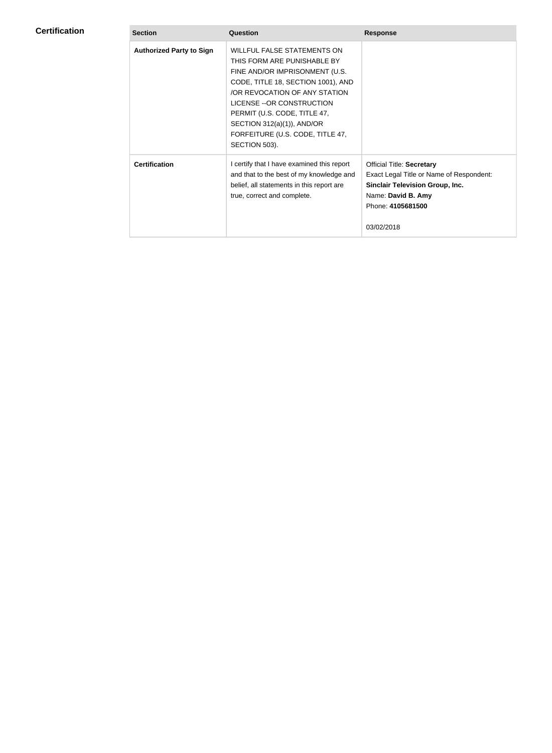## Certification

| Section | Question | Response |
| --- | --- | --- |
| **Authorized Party to Sign** | WILLFUL FALSE STATEMENTS ON THIS FORM ARE PUNISHABLE BY FINE AND/OR IMPRISONMENT (U.S. CODE, TITLE 18, SECTION 1001), AND /OR REVOCATION OF ANY STATION LICENSE --OR CONSTRUCTION PERMIT (U.S. CODE, TITLE 47, SECTION 312(a)(1)), AND/OR FORFEITURE (U.S. CODE, TITLE 47, SECTION 503). | |
| **Certification** | I certify that I have examined this report and that to the best of my knowledge and belief, all statements in this report are true, correct and complete. | Official Title: **Secretary**<br>Exact Legal Title or Name of Respondent: **Sinclair Television Group, Inc.**<br>Name: **David B. Amy**<br>Phone: **4105681500**<br><br>03/02/2018 |